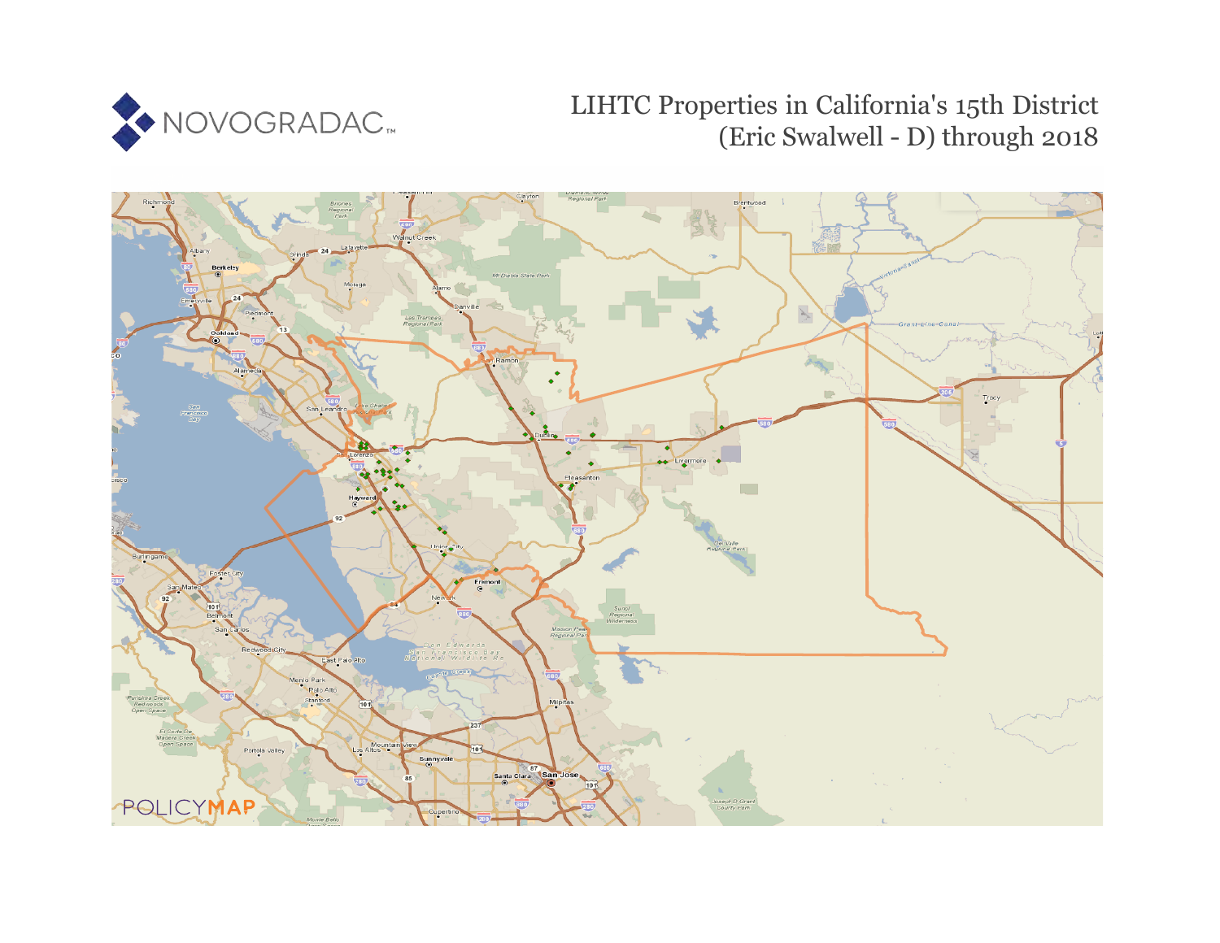# LIHTC Properties in California's 15th District (Eric Swalwell - D) through 2018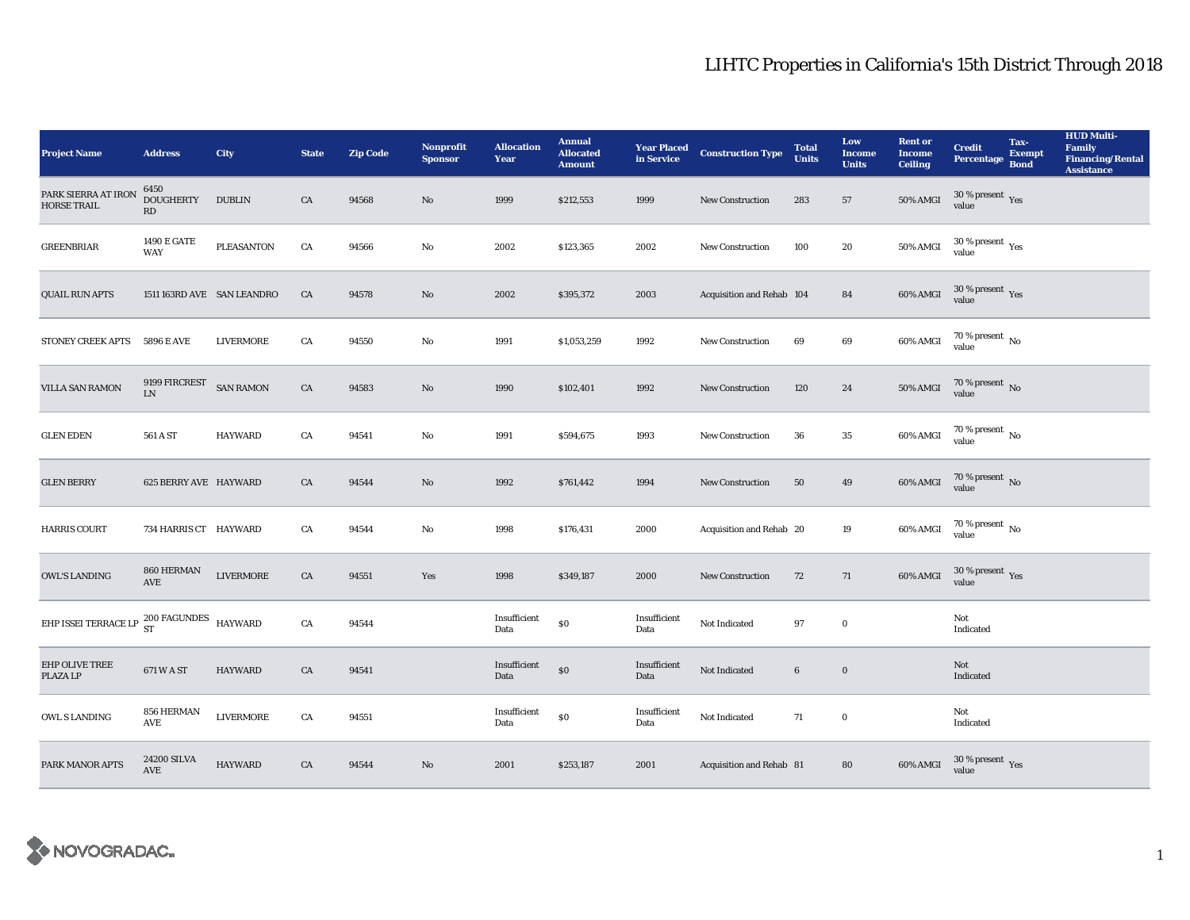# LIHTC Properties in California's 15th District Through 2018

| Project Name | Address | City | State | Zip Code | Nonprofit Sponsor | Allocation Year | Annual Allocated Amount | Year Placed in Service | Construction Type | Total Units | Low Income Units | Rent or Income Ceiling | Credit Percentage | Tax-Exempt Bond | HUD Multi-Family Financing/Rental Assistance |
|---|---|---|---|---|---|---|---|---|---|---|---|---|---|---|---|
| PARK SIERRA AT IRON HORSE TRAIL | 6450 DOUGHERTY RD | DUBLIN | CA | 94568 | No | 1999 | $212,553 | 1999 | New Construction | 283 | 57 | 50% AMGI | 30 % present value | Yes | |
| GREENBRIAR | 1490 E GATE WAY | PLEASANTON | CA | 94566 | No | 2002 | $123,365 | 2002 | New Construction | 100 | 20 | 50% AMGI | 30 % present value | Yes | |
| QUAIL RUN APTS | 1511 163RD AVE | SAN LEANDRO | CA | 94578 | No | 2002 | $395,372 | 2003 | Acquisition and Rehab | 104 | 84 | 60% AMGI | 30 % present value | Yes | |
| STONEY CREEK APTS | 5896 E AVE | LIVERMORE | CA | 94550 | No | 1991 | $1,053,259 | 1992 | New Construction | 69 | 69 | 60% AMGI | 70 % present value | No | |
| VILLA SAN RAMON | 9199 FIRCREST LN | SAN RAMON | CA | 94583 | No | 1990 | $102,401 | 1992 | New Construction | 120 | 24 | 50% AMGI | 70 % present value | No | |
| GLEN EDEN | 561 A ST | HAYWARD | CA | 94541 | No | 1991 | $594,675 | 1993 | New Construction | 36 | 35 | 60% AMGI | 70 % present value | No | |
| GLEN BERRY | 625 BERRY AVE | HAYWARD | CA | 94544 | No | 1992 | $761,442 | 1994 | New Construction | 50 | 49 | 60% AMGI | 70 % present value | No | |
| HARRIS COURT | 734 HARRIS CT | HAYWARD | CA | 94544 | No | 1998 | $176,431 | 2000 | Acquisition and Rehab | 20 | 19 | 60% AMGI | 70 % present value | No | |
| OWL'S LANDING | 860 HERMAN AVE | LIVERMORE | CA | 94551 | Yes | 1998 | $349,187 | 2000 | New Construction | 72 | 71 | 60% AMGI | 30 % present value | Yes | |
| EHP ISSEI TERRACE LP | 200 FAGUNDES ST | HAYWARD | CA | 94544 | | Insufficient Data | $0 | Insufficient Data | Not Indicated | 97 | 0 | | Not Indicated | | |
| EHP OLIVE TREE PLAZA LP | 671 W A ST | HAYWARD | CA | 94541 | | Insufficient Data | $0 | Insufficient Data | Not Indicated | 6 | 0 | | Not Indicated | | |
| OWL S LANDING | 856 HERMAN AVE | LIVERMORE | CA | 94551 | | Insufficient Data | $0 | Insufficient Data | Not Indicated | 71 | 0 | | Not Indicated | | |
| PARK MANOR APTS | 24200 SILVA AVE | HAYWARD | CA | 94544 | No | 2001 | $253,187 | 2001 | Acquisition and Rehab | 81 | 80 | 60% AMGI | 30 % present value | Yes | |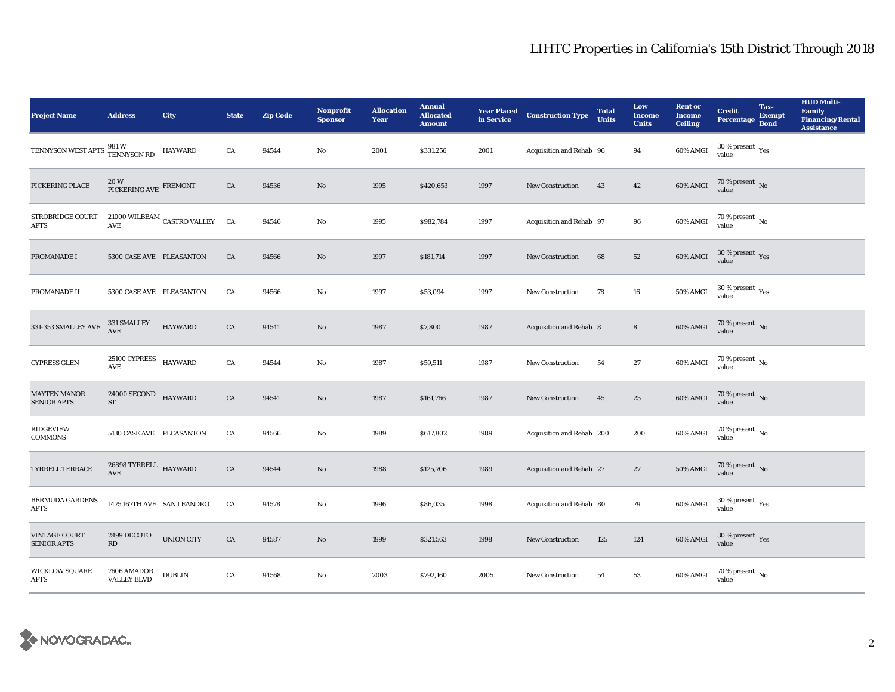# LIHTC Properties in California's 15th District Through 2018

| Project Name | Address | City | State | Zip Code | Nonprofit Sponsor | Allocation Year | Annual Allocated Amount | Year Placed in Service | Construction Type | Total Units | Low Income Units | Rent or Income Ceiling | Credit Percentage | Tax-Exempt Bond | HUD Multi-Family Financing/Rental Assistance |
|---|---|---|---|---|---|---|---|---|---|---|---|---|---|---|---|
| TENNYSON WEST APTS | 981 W TENNYSON RD | HAYWARD | CA | 94544 | No | 2001 | $331,256 | 2001 | Acquisition and Rehab | 96 | 94 | 60% AMGI | 30 % present value | Yes | |
| PICKERING PLACE | 20 W PICKERING AVE | FREMONT | CA | 94536 | No | 1995 | $420,653 | 1997 | New Construction | 43 | 42 | 60% AMGI | 70 % present value | No | |
| STROBRIDGE COURT APTS | 21000 WILBEAM AVE | CASTRO VALLEY | CA | 94546 | No | 1995 | $982,784 | 1997 | Acquisition and Rehab | 97 | 96 | 60% AMGI | 70 % present value | No | |
| PROMANADE I | 5300 CASE AVE | PLEASANTON | CA | 94566 | No | 1997 | $181,714 | 1997 | New Construction | 68 | 52 | 60% AMGI | 30 % present value | Yes | |
| PROMANADE II | 5300 CASE AVE | PLEASANTON | CA | 94566 | No | 1997 | $53,094 | 1997 | New Construction | 78 | 16 | 50% AMGI | 30 % present value | Yes | |
| 331-353 SMALLEY AVE | 331 SMALLEY AVE | HAYWARD | CA | 94541 | No | 1987 | $7,800 | 1987 | Acquisition and Rehab | 8 | 8 | 60% AMGI | 70 % present value | No | |
| CYPRESS GLEN | 25100 CYPRESS AVE | HAYWARD | CA | 94544 | No | 1987 | $59,511 | 1987 | New Construction | 54 | 27 | 60% AMGI | 70 % present value | No | |
| MAYTEN MANOR SENIOR APTS | 24000 SECOND ST | HAYWARD | CA | 94541 | No | 1987 | $161,766 | 1987 | New Construction | 45 | 25 | 60% AMGI | 70 % present value | No | |
| RIDGEVIEW COMMONS | 5130 CASE AVE | PLEASANTON | CA | 94566 | No | 1989 | $617,802 | 1989 | Acquisition and Rehab | 200 | 200 | 60% AMGI | 70 % present value | No | |
| TYRRELL TERRACE | 26898 TYRRELL AVE | HAYWARD | CA | 94544 | No | 1988 | $125,706 | 1989 | Acquisition and Rehab | 27 | 27 | 50% AMGI | 70 % present value | No | |
| BERMUDA GARDENS APTS | 1475 167TH AVE | SAN LEANDRO | CA | 94578 | No | 1996 | $86,035 | 1998 | Acquisition and Rehab | 80 | 79 | 60% AMGI | 30 % present value | Yes | |
| VINTAGE COURT SENIOR APTS | 2499 DECOTO RD | UNION CITY | CA | 94587 | No | 1999 | $321,563 | 1998 | New Construction | 125 | 124 | 60% AMGI | 30 % present value | Yes | |
| WICKLOW SQUARE APTS | 7606 AMADOR VALLEY BLVD | DUBLIN | CA | 94568 | No | 2003 | $792,160 | 2005 | New Construction | 54 | 53 | 60% AMGI | 70 % present value | No | |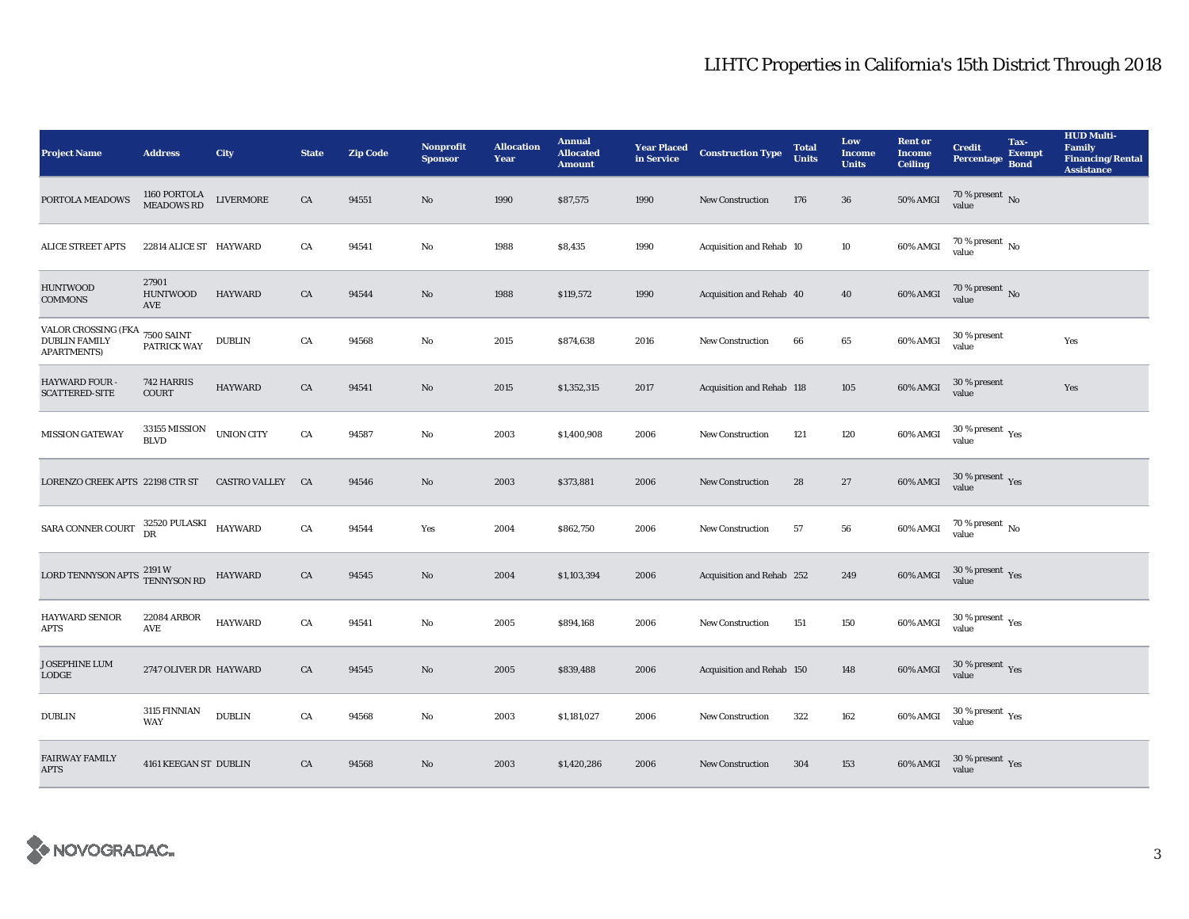# LIHTC Properties in California's 15th District Through 2018

| Project Name | Address | City | State | Zip Code | Nonprofit Sponsor | Allocation Year | Annual Allocated Amount | Year Placed in Service | Construction Type | Total Units | Low Income Units | Rent or Income Ceiling | Credit Percentage | Tax-Exempt Bond | HUD Multi-Family Financing/Rental Assistance |
|---|---|---|---|---|---|---|---|---|---|---|---|---|---|---|---|
| PORTOLA MEADOWS | 1160 PORTOLA MEADOWS RD | LIVERMORE | CA | 94551 | No | 1990 | $87,575 | 1990 | New Construction | 176 | 36 | 50% AMGI | 70 % present value | No | |
| ALICE STREET APTS | 22814 ALICE ST | HAYWARD | CA | 94541 | No | 1988 | $8,435 | 1990 | Acquisition and Rehab | 10 | 10 | 60% AMGI | 70 % present value | No | |
| HUNTWOOD COMMONS | 27901 HUNTWOOD AVE | HAYWARD | CA | 94544 | No | 1988 | $119,572 | 1990 | Acquisition and Rehab | 40 | 40 | 60% AMGI | 70 % present value | No | |
| VALOR CROSSING (FKA DUBLIN FAMILY APARTMENTS) | 7500 SAINT PATRICK WAY | DUBLIN | CA | 94568 | No | 2015 | $874,638 | 2016 | New Construction | 66 | 65 | 60% AMGI | 30 % present value | | Yes |
| HAYWARD FOUR - SCATTERED-SITE | 742 HARRIS COURT | HAYWARD | CA | 94541 | No | 2015 | $1,352,315 | 2017 | Acquisition and Rehab | 118 | 105 | 60% AMGI | 30 % present value | | Yes |
| MISSION GATEWAY | 33155 MISSION BLVD | UNION CITY | CA | 94587 | No | 2003 | $1,400,908 | 2006 | New Construction | 121 | 120 | 60% AMGI | 30 % present value | Yes | |
| LORENZO CREEK APTS | 22198 CTR ST | CASTRO VALLEY | CA | 94546 | No | 2003 | $373,881 | 2006 | New Construction | 28 | 27 | 60% AMGI | 30 % present value | Yes | |
| SARA CONNER COURT | 32520 PULASKI DR | HAYWARD | CA | 94544 | Yes | 2004 | $862,750 | 2006 | New Construction | 57 | 56 | 60% AMGI | 70 % present value | No | |
| LORD TENNYSON APTS | 2191 W TENNYSON RD | HAYWARD | CA | 94545 | No | 2004 | $1,103,394 | 2006 | Acquisition and Rehab | 252 | 249 | 60% AMGI | 30 % present value | Yes | |
| HAYWARD SENIOR APTS | 22084 ARBOR AVE | HAYWARD | CA | 94541 | No | 2005 | $894,168 | 2006 | New Construction | 151 | 150 | 60% AMGI | 30 % present value | Yes | |
| JOSEPHINE LUM LODGE | 2747 OLIVER DR | HAYWARD | CA | 94545 | No | 2005 | $839,488 | 2006 | Acquisition and Rehab | 150 | 148 | 60% AMGI | 30 % present value | Yes | |
| DUBLIN | 3115 FINNIAN WAY | DUBLIN | CA | 94568 | No | 2003 | $1,181,027 | 2006 | New Construction | 322 | 162 | 60% AMGI | 30 % present value | Yes | |
| FAIRWAY FAMILY APTS | 4161 KEEGAN ST | DUBLIN | CA | 94568 | No | 2003 | $1,420,286 | 2006 | New Construction | 304 | 153 | 60% AMGI | 30 % present value | Yes | |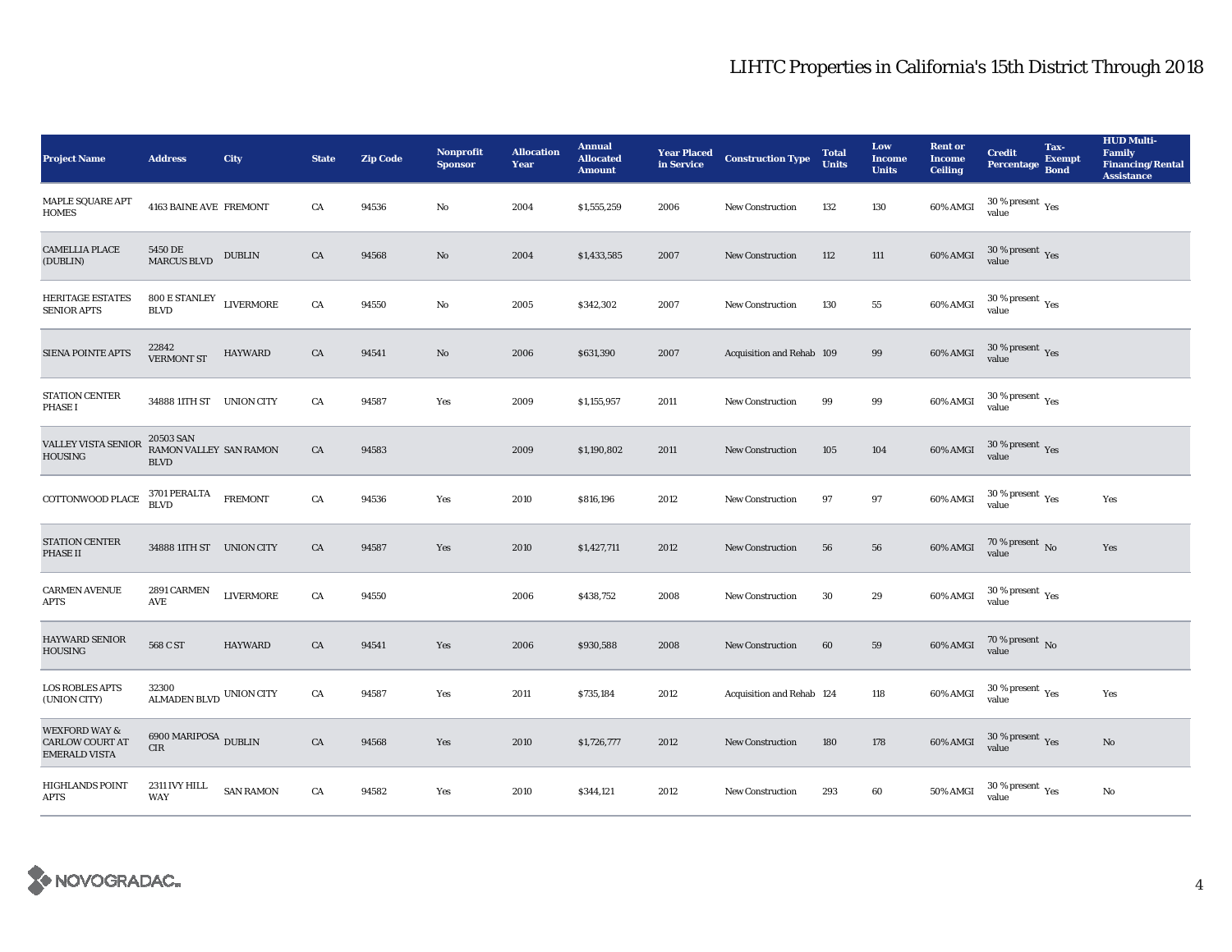# LIHTC Properties in California's 15th District Through 2018

| Project Name | Address | City | State | Zip Code | Nonprofit Sponsor | Allocation Year | Annual Allocated Amount | Year Placed in Service | Construction Type | Total Units | Low Income Units | Rent or Income Ceiling | Credit Percentage | Tax-Exempt Bond | HUD Multi-Family Financing/Rental Assistance |
|---|---|---|---|---|---|---|---|---|---|---|---|---|---|---|---|
| MAPLE SQUARE APT HOMES | 4163 BAINE AVE | FREMONT | CA | 94536 | No | 2004 | $1,555,259 | 2006 | New Construction | 132 | 130 | 60% AMGI | 30 % present value | Yes | |
| CAMELLIA PLACE (DUBLIN) | 5450 DE MARCUS BLVD | DUBLIN | CA | 94568 | No | 2004 | $1,433,585 | 2007 | New Construction | 112 | 111 | 60% AMGI | 30 % present value | Yes | |
| HERITAGE ESTATES SENIOR APTS | 800 E STANLEY BLVD | LIVERMORE | CA | 94550 | No | 2005 | $342,302 | 2007 | New Construction | 130 | 55 | 60% AMGI | 30 % present value | Yes | |
| SIENA POINTE APTS | 22842 VERMONT ST | HAYWARD | CA | 94541 | No | 2006 | $631,390 | 2007 | Acquisition and Rehab | 109 | 99 | 60% AMGI | 30 % present value | Yes | |
| STATION CENTER PHASE I | 34888 11TH ST | UNION CITY | CA | 94587 | Yes | 2009 | $1,155,957 | 2011 | New Construction | 99 | 99 | 60% AMGI | 30 % present value | Yes | |
| VALLEY VISTA SENIOR HOUSING | 20503 SAN RAMON VALLEY BLVD | SAN RAMON | CA | 94583 | | 2009 | $1,190,802 | 2011 | New Construction | 105 | 104 | 60% AMGI | 30 % present value | Yes | |
| COTTONWOOD PLACE | 3701 PERALTA BLVD | FREMONT | CA | 94536 | Yes | 2010 | $816,196 | 2012 | New Construction | 97 | 97 | 60% AMGI | 30 % present value | Yes | Yes |
| STATION CENTER PHASE II | 34888 11TH ST | UNION CITY | CA | 94587 | Yes | 2010 | $1,427,711 | 2012 | New Construction | 56 | 56 | 60% AMGI | 70 % present value | No | Yes |
| CARMEN AVENUE APTS | 2891 CARMEN AVE | LIVERMORE | CA | 94550 | | 2006 | $438,752 | 2008 | New Construction | 30 | 29 | 60% AMGI | 30 % present value | Yes | |
| HAYWARD SENIOR HOUSING | 568 C ST | HAYWARD | CA | 94541 | Yes | 2006 | $930,588 | 2008 | New Construction | 60 | 59 | 60% AMGI | 70 % present value | No | |
| LOS ROBLES APTS (UNION CITY) | 32300 ALMADEN BLVD | UNION CITY | CA | 94587 | Yes | 2011 | $735,184 | 2012 | Acquisition and Rehab | 124 | 118 | 60% AMGI | 30 % present value | Yes | Yes |
| WEXFORD WAY & CARLOW COURT AT EMERALD VISTA | 6900 MARIPOSA CIR | DUBLIN | CA | 94568 | Yes | 2010 | $1,726,777 | 2012 | New Construction | 180 | 178 | 60% AMGI | 30 % present value | Yes | No |
| HIGHLANDS POINT APTS | 2311 IVY HILL WAY | SAN RAMON | CA | 94582 | Yes | 2010 | $344,121 | 2012 | New Construction | 293 | 60 | 50% AMGI | 30 % present value | Yes | No |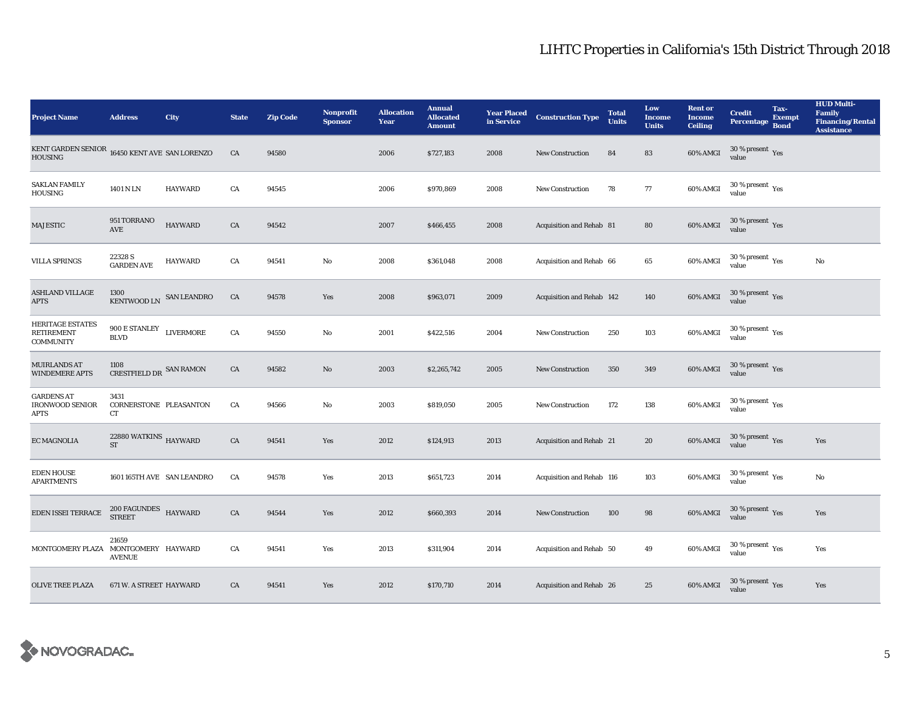# LIHTC Properties in California's 15th District Through 2018

| Project Name | Address | City | State | Zip Code | Nonprofit Sponsor | Allocation Year | Annual Allocated Amount | Year Placed in Service | Construction Type | Total Units | Low Income Units | Rent or Income Ceiling | Credit Percentage | Tax-Exempt Bond | HUD Multi-Family Financing/Rental Assistance |
|---|---|---|---|---|---|---|---|---|---|---|---|---|---|---|---|
| KENT GARDEN SENIOR HOUSING | 16450 KENT AVE | SAN LORENZO | CA | 94580 | | 2006 | $727,183 | 2008 | New Construction | 84 | 83 | 60% AMGI | 30 % present value | Yes | |
| SAKLAN FAMILY HOUSING | 1401 N LN | HAYWARD | CA | 94545 | | 2006 | $970,869 | 2008 | New Construction | 78 | 77 | 60% AMGI | 30 % present value | Yes | |
| MAJESTIC | 951 TORRANO AVE | HAYWARD | CA | 94542 | | 2007 | $466,455 | 2008 | Acquisition and Rehab | 81 | 80 | 60% AMGI | 30 % present value | Yes | |
| VILLA SPRINGS | 22328 S GARDEN AVE | HAYWARD | CA | 94541 | No | 2008 | $361,048 | 2008 | Acquisition and Rehab | 66 | 65 | 60% AMGI | 30 % present value | Yes | No |
| ASHLAND VILLAGE APTS | 1300 KENTWOOD LN | SAN LEANDRO | CA | 94578 | Yes | 2008 | $963,071 | 2009 | Acquisition and Rehab | 142 | 140 | 60% AMGI | 30 % present value | Yes | |
| HERITAGE ESTATES RETIREMENT COMMUNITY | 900 E STANLEY BLVD | LIVERMORE | CA | 94550 | No | 2001 | $422,516 | 2004 | New Construction | 250 | 103 | 60% AMGI | 30 % present value | Yes | |
| MUIRLANDS AT WINDEMERE APTS | 1108 CRESTFIELD DR | SAN RAMON | CA | 94582 | No | 2003 | $2,265,742 | 2005 | New Construction | 350 | 349 | 60% AMGI | 30 % present value | Yes | |
| GARDENS AT IRONWOOD SENIOR APTS | 3431 CORNERSTONE CT | PLEASANTON | CA | 94566 | No | 2003 | $819,050 | 2005 | New Construction | 172 | 138 | 60% AMGI | 30 % present value | Yes | |
| EC MAGNOLIA | 22880 WATKINS ST | HAYWARD | CA | 94541 | Yes | 2012 | $124,913 | 2013 | Acquisition and Rehab | 21 | 20 | 60% AMGI | 30 % present value | Yes | Yes |
| EDEN HOUSE APARTMENTS | 1601 165TH AVE | SAN LEANDRO | CA | 94578 | Yes | 2013 | $651,723 | 2014 | Acquisition and Rehab | 116 | 103 | 60% AMGI | 30 % present value | Yes | No |
| EDEN ISSEI TERRACE | 200 FAGUNDES STREET | HAYWARD | CA | 94544 | Yes | 2012 | $660,393 | 2014 | New Construction | 100 | 98 | 60% AMGI | 30 % present value | Yes | Yes |
| MONTGOMERY PLAZA | 21659 MONTGOMERY AVENUE | HAYWARD | CA | 94541 | Yes | 2013 | $311,904 | 2014 | Acquisition and Rehab | 50 | 49 | 60% AMGI | 30 % present value | Yes | Yes |
| OLIVE TREE PLAZA | 671 W. A STREET | HAYWARD | CA | 94541 | Yes | 2012 | $170,710 | 2014 | Acquisition and Rehab | 26 | 25 | 60% AMGI | 30 % present value | Yes | Yes |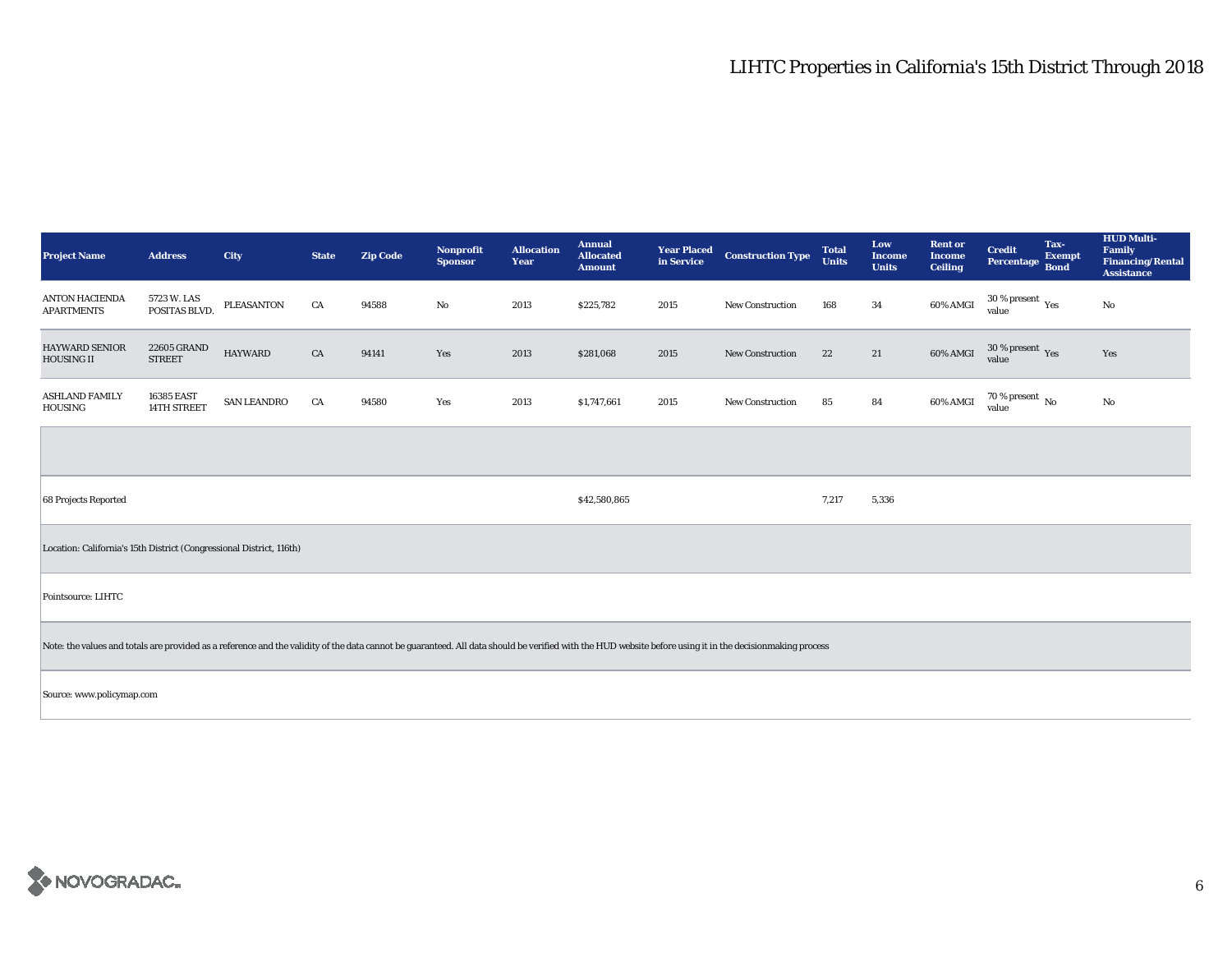# LIHTC Properties in California's 15th District Through 2018

| Project Name | Address | City | State | Zip Code | Nonprofit Sponsor | Allocation Year | Annual Allocated Amount | Year Placed in Service | Construction Type | Total Units | Low Income Units | Rent or Income Ceiling | Credit Percentage | Tax-Exempt Bond | HUD Multi-Family Financing/Rental Assistance |
|---|---|---|---|---|---|---|---|---|---|---|---|---|---|---|---|
| ANTON HACIENDA APARTMENTS | 5723 W. LAS POSITAS BLVD. | PLEASANTON | CA | 94588 | No | 2013 | $225,782 | 2015 | New Construction | 168 | 34 | 60% AMGI | 30 % present value | Yes | No |
| HAYWARD SENIOR HOUSING II | 22605 GRAND STREET | HAYWARD | CA | 94141 | Yes | 2013 | $281,068 | 2015 | New Construction | 22 | 21 | 60% AMGI | 30 % present value | Yes | Yes |
| ASHLAND FAMILY HOUSING | 16385 EAST 14TH STREET | SAN LEANDRO | CA | 94580 | Yes | 2013 | $1,747,661 | 2015 | New Construction | 85 | 84 | 60% AMGI | 70 % present value | No | No |
| | | | | | | | | | | | | | | | |
| 68 Projects Reported | | | | | | | $42,580,865 | | | 7,217 | 5,336 | | | | |

Location: California's 15th District (Congressional District, 116th)

Pointsource: LIHTC

Note: the values and totals are provided as a reference and the validity of the data cannot be guaranteed. All data should be verified with the HUD website before using it in the decisionmaking process

Source: www.policymap.com